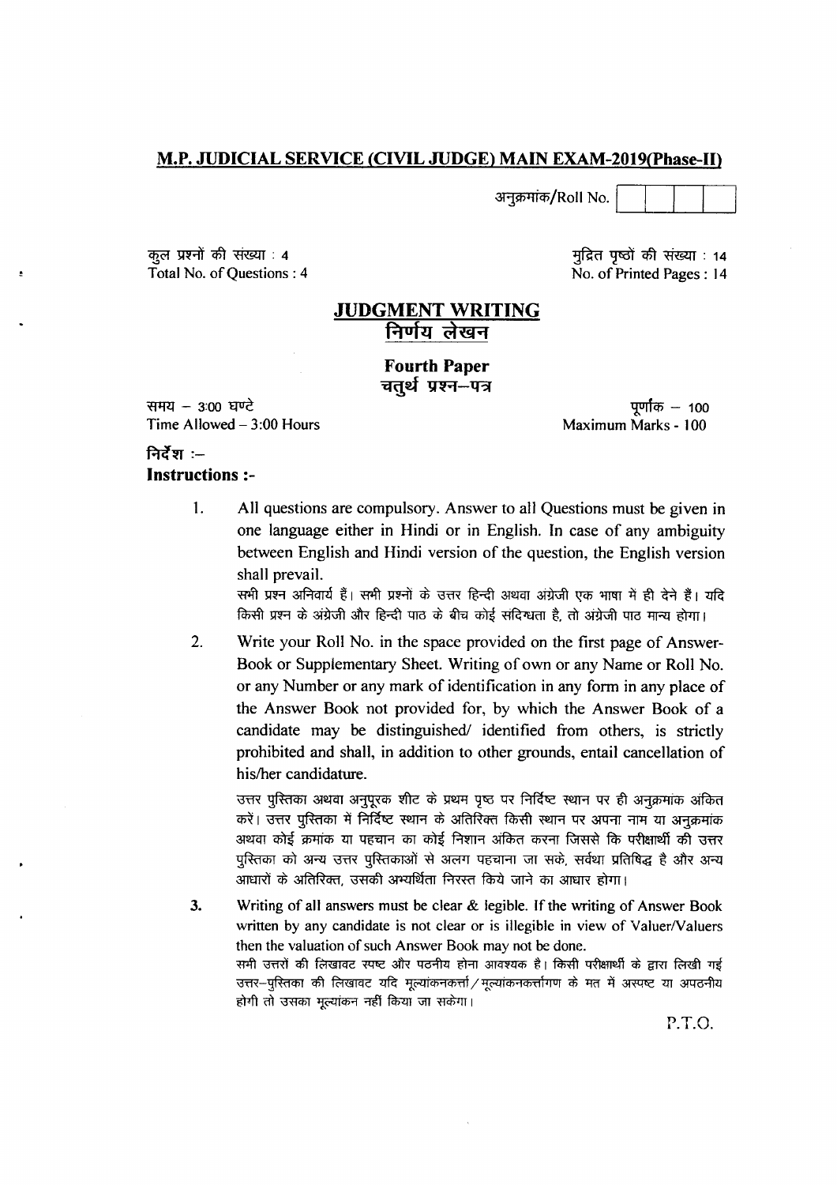**M.P. JUDICIAL SERVICE (CIVIL JUDGE) MAIN EXAM-2019(Phase-II)**

अनुक्रमांक/Roll No. | | | | |

कुल प्रश्नों की संख्या : 4
Total No. of Questions : 4

मुद्रित पृष्ठों की संख्या : 14
No. of Printed Pages : 14

# JUDGMENT WRITING
# निर्णय लेखन

## Fourth Paper
## चतुर्थ प्रश्न–पत्र

समय – 3:00 घण्टे
Time Allowed – 3:00 Hours

पूर्णांक – 100
Maximum Marks - 100

**निर्देश :–**
**Instructions :-**

1. All questions are compulsory. Answer to all Questions must be given in one language either in Hindi or in English. In case of any ambiguity between English and Hindi version of the question, the English version shall prevail.

   सभी प्रश्न अनिवार्य हैं। सभी प्रश्नों के उत्तर हिन्दी अथवा अंग्रेजी एक भाषा में ही देने हैं। यदि किसी प्रश्न के अंग्रेजी और हिन्दी पाठ के बीच कोई संदिग्धता है, तो अंग्रेजी पाठ मान्य होगा।

2. Write your Roll No. in the space provided on the first page of Answer-Book or Supplementary Sheet. Writing of own or any Name or Roll No. or any Number or any mark of identification in any form in any place of the Answer Book not provided for, by which the Answer Book of a candidate may be distinguished/ identified from others, is strictly prohibited and shall, in addition to other grounds, entail cancellation of his/her candidature.

   उत्तर पुस्तिका अथवा अनुपूरक शीट के प्रथम पृष्ठ पर निर्दिष्ट स्थान पर ही अनुक्रमांक अंकित करें। उत्तर पुस्तिका में निर्दिष्ट स्थान के अतिरिक्त किसी स्थान पर अपना नाम या अनुक्रमांक अथवा कोई क्रमांक या पहचान का कोई निशान अंकित करना जिससे कि परीक्षार्थी की उत्तर पुस्तिका को अन्य उत्तर पुस्तिकाओं से अलग पहचाना जा सके, सर्वथा प्रतिषिद्ध है और अन्य आधारों के अतिरिक्त, उसकी अभ्यर्थिता निरस्त किये जाने का आधार होगा।

3. Writing of all answers must be clear & legible. If the writing of Answer Book written by any candidate is not clear or is illegible in view of Valuer/Valuers then the valuation of such Answer Book may not be done.

   सभी उत्तरों की लिखावट स्पष्ट और पठनीय होना आवश्यक है। किसी परीक्षार्थी के द्वारा लिखी गई उत्तर-पुस्तिका की लिखावट यदि मूल्यांकनकर्त्ता/मूल्यांकनकर्त्तागण के मत में अस्पष्ट या अपठनीय होगी तो उसका मूल्यांकन नहीं किया जा सकेगा।

P.T.O.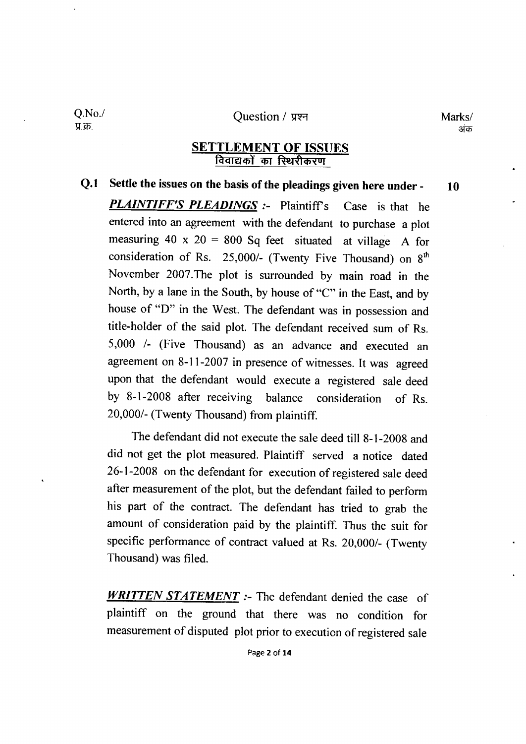| Q.No./ प्र.क्र. | Question / प्रश्न | Marks/ अंक |
|---|---|---|

## SETTLEMENT OF ISSUES
## विवाद्यकों का स्थिरीकरण

**Q.1 Settle the issues on the basis of the pleadings given here under -** **10**

***PLAINTIFF'S PLEADINGS*** :- Plaintiff's Case is that he entered into an agreement with the defendant to purchase a plot measuring 40 x 20 = 800 Sq feet situated at village A for consideration of Rs. 25,000/- (Twenty Five Thousand) on 8th November 2007.The plot is surrounded by main road in the North, by a lane in the South, by house of "C" in the East, and by house of "D" in the West. The defendant was in possession and title-holder of the said plot. The defendant received sum of Rs. 5,000 /- (Five Thousand) as an advance and executed an agreement on 8-11-2007 in presence of witnesses. It was agreed upon that the defendant would execute a registered sale deed by 8-1-2008 after receiving balance consideration of Rs. 20,000/- (Twenty Thousand) from plaintiff.

The defendant did not execute the sale deed till 8-1-2008 and did not get the plot measured. Plaintiff served a notice dated 26-1-2008 on the defendant for execution of registered sale deed after measurement of the plot, but the defendant failed to perform his part of the contract. The defendant has tried to grab the amount of consideration paid by the plaintiff. Thus the suit for specific performance of contract valued at Rs. 20,000/- (Twenty Thousand) was filed.

***WRITTEN STATEMENT*** :- The defendant denied the case of plaintiff on the ground that there was no condition for measurement of disputed plot prior to execution of registered sale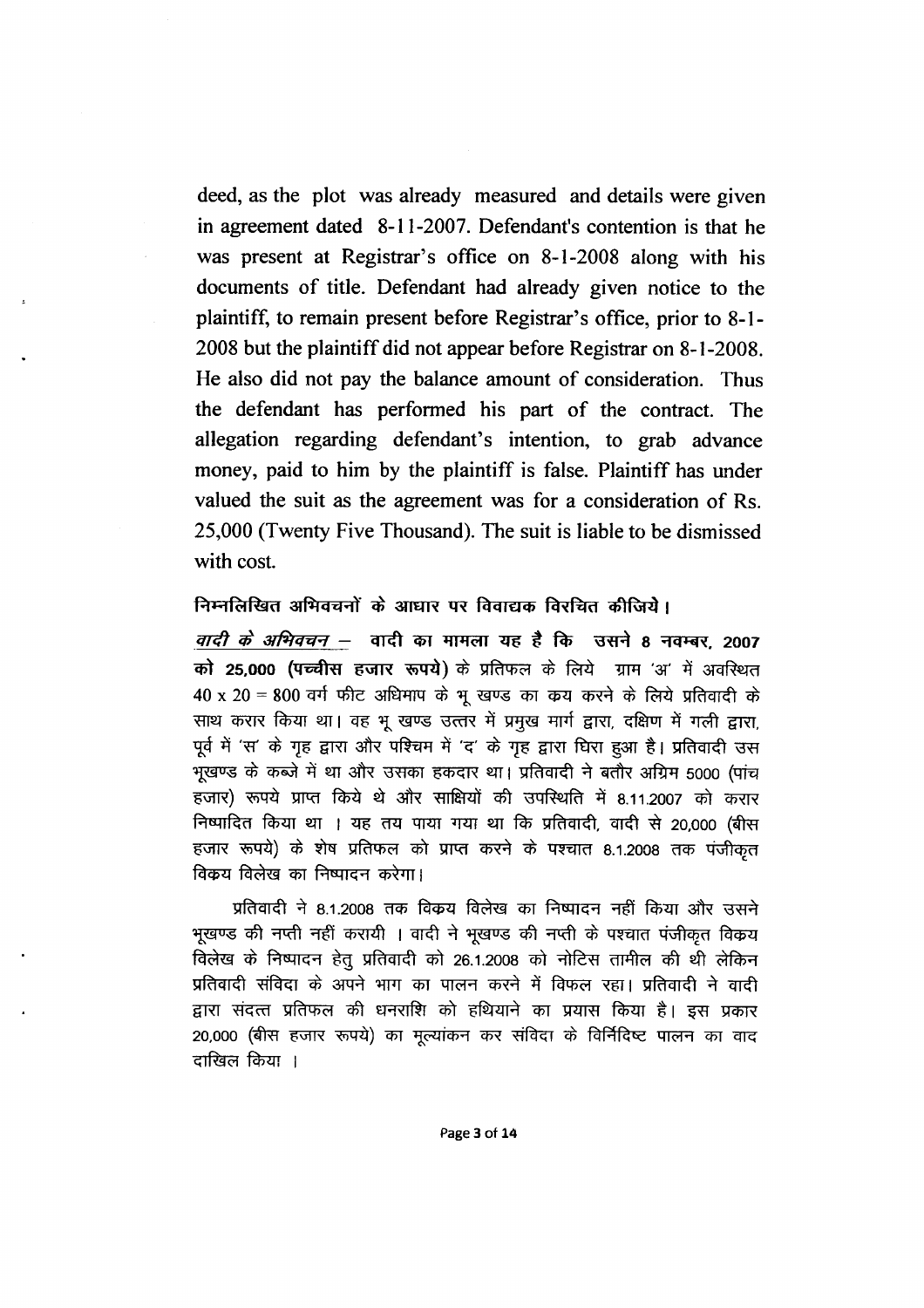deed, as the plot was already measured and details were given in agreement dated 8-11-2007. Defendant's contention is that he was present at Registrar's office on 8-1-2008 along with his documents of title. Defendant had already given notice to the plaintiff, to remain present before Registrar's office, prior to 8-1-2008 but the plaintiff did not appear before Registrar on 8-1-2008. He also did not pay the balance amount of consideration. Thus the defendant has performed his part of the contract. The allegation regarding defendant's intention, to grab advance money, paid to him by the plaintiff is false. Plaintiff has under valued the suit as the agreement was for a consideration of Rs. 25,000 (Twenty Five Thousand). The suit is liable to be dismissed with cost.

**निम्नलिखित अभिवचनों के आधार पर विवाद्यक विरचित कीजिये।**

***वादी के अभिवचन –*** **वादी का मामला यह है कि उसने 8 नवम्बर, 2007 को 25,000 (पच्चीस हजार रूपये)** के प्रतिफल के लिये ग्राम 'अ' में अवस्थित 40 x 20 = 800 वर्ग फीट अधिमाप के भू खण्ड का क्रय करने के लिये प्रतिवादी के साथ करार किया था। वह भू खण्ड उत्तर में प्रमुख मार्ग द्वारा, दक्षिण में गली द्वारा, पूर्व में 'स' के गृह द्वारा और पश्चिम में 'द' के गृह द्वारा घिरा हुआ है। प्रतिवादी उस भूखण्ड के कब्जे में था और उसका हकदार था। प्रतिवादी ने बतौर अग्रिम 5000 (पांच हजार) रूपये प्राप्त किये थे और साक्षियों की उपस्थिति में 8.11.2007 को करार निष्पादित किया था । यह तय पाया गया था कि प्रतिवादी, वादी से 20,000 (बीस हजार रूपये) के शेष प्रतिफल को प्राप्त करने के पश्चात 8.1.2008 तक पंजीकृत विक्रय विलेख का निष्पादन करेगा।

प्रतिवादी ने 8.1.2008 तक विक्रय विलेख का निष्पादन नहीं किया और उसने भूखण्ड की नप्ती नहीं करायी । वादी ने भूखण्ड की नप्ती के पश्चात पंजीकृत विक्रय विलेख के निष्पादन हेतु प्रतिवादी को 26.1.2008 को नोटिस तामील की थी लेकिन प्रतिवादी संविदा के अपने भाग का पालन करने में विफल रहा। प्रतिवादी ने वादी द्वारा संदत्त प्रतिफल की धनराशि को हथियाने का प्रयास किया है। इस प्रकार 20,000 (बीस हजार रूपये) का मूल्यांकन कर संविदा के विर्निदिष्ट पालन का वाद दाखिल किया ।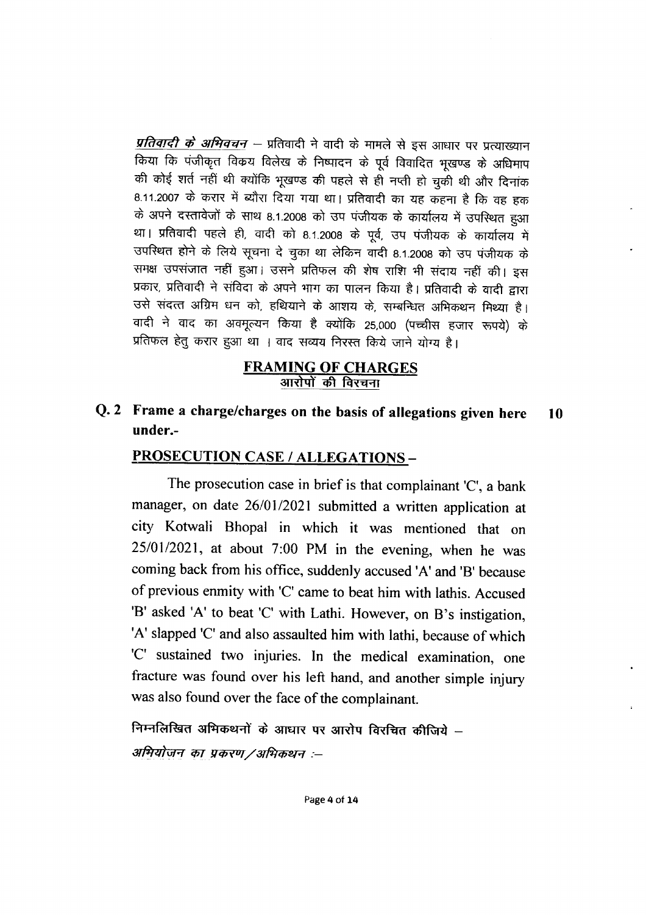***प्रतिवादी के अभिवचन*** – प्रतिवादी ने वादी के मामले से इस आधार पर प्रत्याख्यान किया कि पंजीकृत विक्रय विलेख के निष्पादन के पूर्व विवादित भूखण्ड के अधिमाप की कोई शर्त नहीं थी क्योंकि भूखण्ड की पहले से ही नप्ती हो चुकी थी और दिनांक 8.11.2007 के करार में ब्यौरा दिया गया था। प्रतिवादी का यह कहना है कि वह हक के अपने दस्तावेजों के साथ 8.1.2008 को उप पंजीयक के कार्यालय में उपस्थित हुआ था। प्रतिवादी पहले ही, वादी को 8.1.2008 के पूर्व, उप पंजीयक के कार्यालय में उपस्थित होने के लिये सूचना दे चुका था लेकिन वादी 8.1.2008 को उप पंजीयक के समक्ष उपसंजात नहीं हुआ। उसने प्रतिफल की शेष राशि भी संदाय नहीं की। इस प्रकार, प्रतिवादी ने संविदा के अपने भाग का पालन किया है। प्रतिवादी के वादी द्वारा उसे संदत्त अग्रिम धन को, हथियाने के आशय के, सम्बन्धित अभिकथन मिथ्या है। वादी ने वाद का अवमूल्यन किया है क्योंकि 25,000 (पच्चीस हजार रूपये) के प्रतिफल हेतु करार हुआ था । वाद सव्यय निरस्त किये जाने योग्य है।

## FRAMING OF CHARGES
## आरोपों की विरचना

**Q. 2 Frame a charge/charges on the basis of allegations given here under.-** **10**

### PROSECUTION CASE / ALLEGATIONS –

The prosecution case in brief is that complainant 'C', a bank manager, on date 26/01/2021 submitted a written application at city Kotwali Bhopal in which it was mentioned that on 25/01/2021, at about 7:00 PM in the evening, when he was coming back from his office, suddenly accused 'A' and 'B' because of previous enmity with 'C' came to beat him with lathis. Accused 'B' asked 'A' to beat 'C' with Lathi. However, on B's instigation, 'A' slapped 'C' and also assaulted him with lathi, because of which 'C' sustained two injuries. In the medical examination, one fracture was found over his left hand, and another simple injury was also found over the face of the complainant.

निम्नलिखित अभिकथनों के आधार पर आरोप विरचित कीजिये –

*अभियोजन का प्रकरण/अभिकथन :–*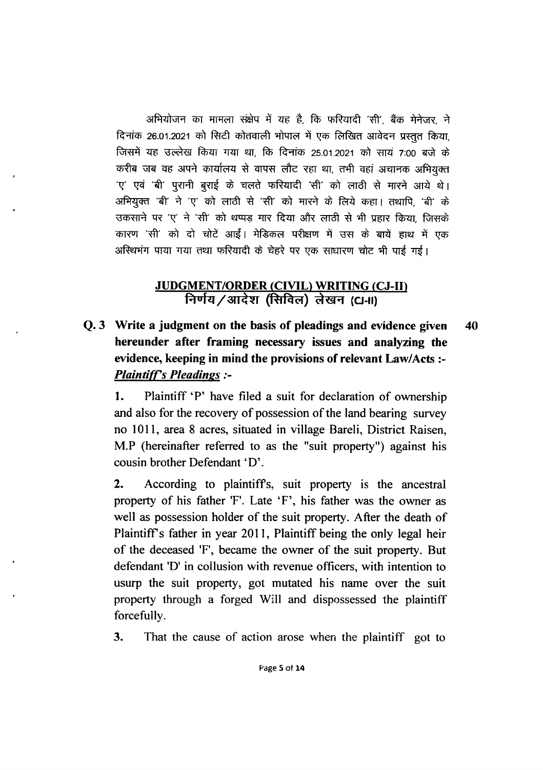अभियोजन का मामला संक्षेप में यह है, कि फरियादी 'सी', बैंक मेनेजर, ने दिनांक 26.01.2021 को सिटी कोतवाली भोपाल में एक लिखित आवेदन प्रस्तुत किया, जिसमें यह उल्लेख किया गया था, कि दिनांक 25.01.2021 को सायं 7:00 बजे के करीब जब वह अपने कार्यालय से वापस लौट रहा था, तभी वहां अचानक अभियुक्त 'ए' एवं 'बी' पुरानी बुराई के चलते फरियादी 'सी' को लाठी से मारने आये थे। अभियुक्त 'बी' ने 'ए' को लाठी से 'सी' को मारने के लिये कहा। तथापि, 'बी' के उकसाने पर 'ए' ने 'सी' को थप्पड़ मार दिया और लाठी से भी प्रहार किया, जिसके कारण 'सी' को दो चोटें आईं। मेडिकल परीक्षण में उस के बायें हाथ में एक अस्थिभंग पाया गया तथा फरियादी के चेहरे पर एक साधारण चोट भी पाई गई।

## JUDGMENT/ORDER (CIVIL) WRITING (CJ-II)
## निर्णय/आदेश (सिविल) लेखन (CJ-II)

**Q. 3 Write a judgment on the basis of pleadings and evidence given hereunder after framing necessary issues and analyzing the evidence, keeping in mind the provisions of relevant Law/Acts :-** **40**

***Plaintiff's Pleadings :-***

**1.** Plaintiff 'P' have filed a suit for declaration of ownership and also for the recovery of possession of the land bearing survey no 1011, area 8 acres, situated in village Bareli, District Raisen, M.P (hereinafter referred to as the "suit property") against his cousin brother Defendant 'D'.

**2.** According to plaintiffs, suit property is the ancestral property of his father 'F'. Late 'F', his father was the owner as well as possession holder of the suit property. After the death of Plaintiff's father in year 2011, Plaintiff being the only legal heir of the deceased 'F', became the owner of the suit property. But defendant 'D' in collusion with revenue officers, with intention to usurp the suit property, got mutated his name over the suit property through a forged Will and dispossessed the plaintiff forcefully.

**3.** That the cause of action arose when the plaintiff got to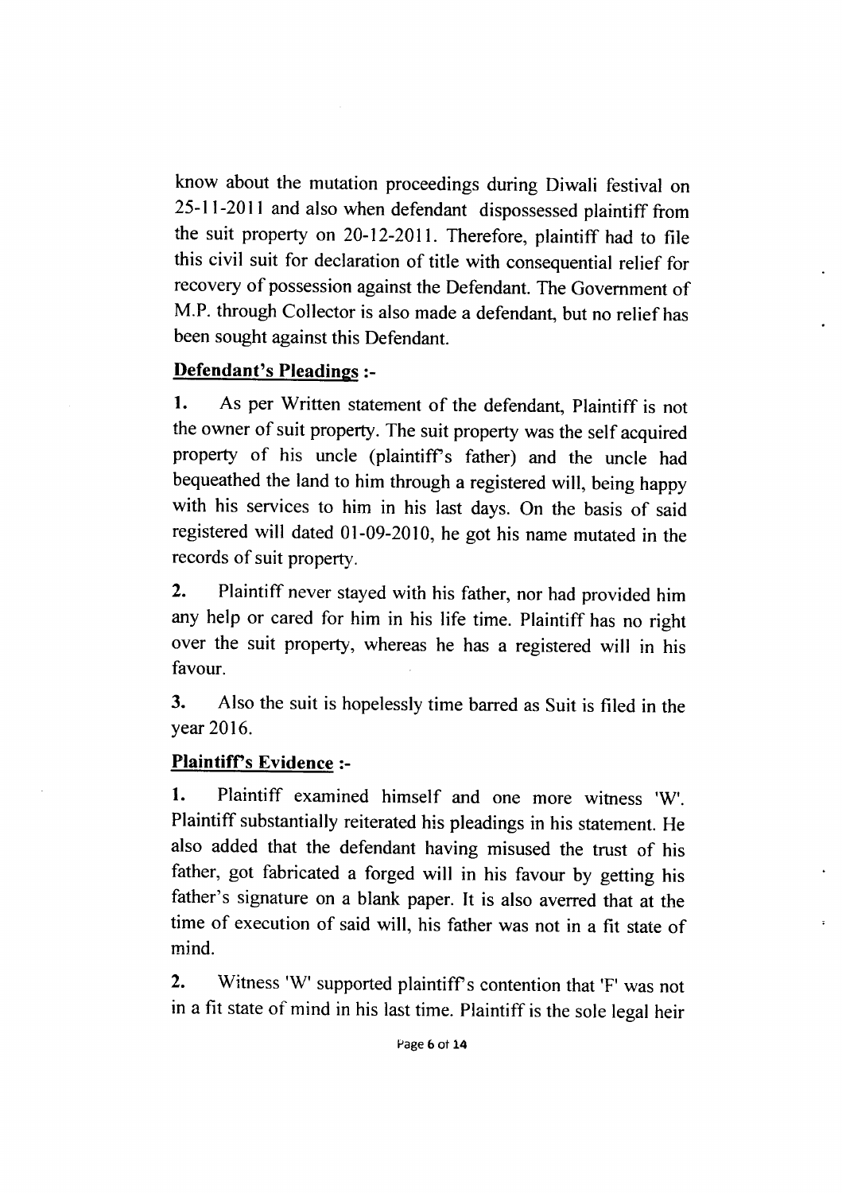know about the mutation proceedings during Diwali festival on 25-11-2011 and also when defendant dispossessed plaintiff from the suit property on 20-12-2011. Therefore, plaintiff had to file this civil suit for declaration of title with consequential relief for recovery of possession against the Defendant. The Government of M.P. through Collector is also made a defendant, but no relief has been sought against this Defendant.

**Defendant's Pleadings :-**

**1.** As per Written statement of the defendant, Plaintiff is not the owner of suit property. The suit property was the self acquired property of his uncle (plaintiff's father) and the uncle had bequeathed the land to him through a registered will, being happy with his services to him in his last days. On the basis of said registered will dated 01-09-2010, he got his name mutated in the records of suit property.

**2.** Plaintiff never stayed with his father, nor had provided him any help or cared for him in his life time. Plaintiff has no right over the suit property, whereas he has a registered will in his favour.

**3.** Also the suit is hopelessly time barred as Suit is filed in the year 2016.

**Plaintiff's Evidence :-**

**1.** Plaintiff examined himself and one more witness 'W'. Plaintiff substantially reiterated his pleadings in his statement. He also added that the defendant having misused the trust of his father, got fabricated a forged will in his favour by getting his father's signature on a blank paper. It is also averred that at the time of execution of said will, his father was not in a fit state of mind.

**2.** Witness 'W' supported plaintiff's contention that 'F' was not in a fit state of mind in his last time. Plaintiff is the sole legal heir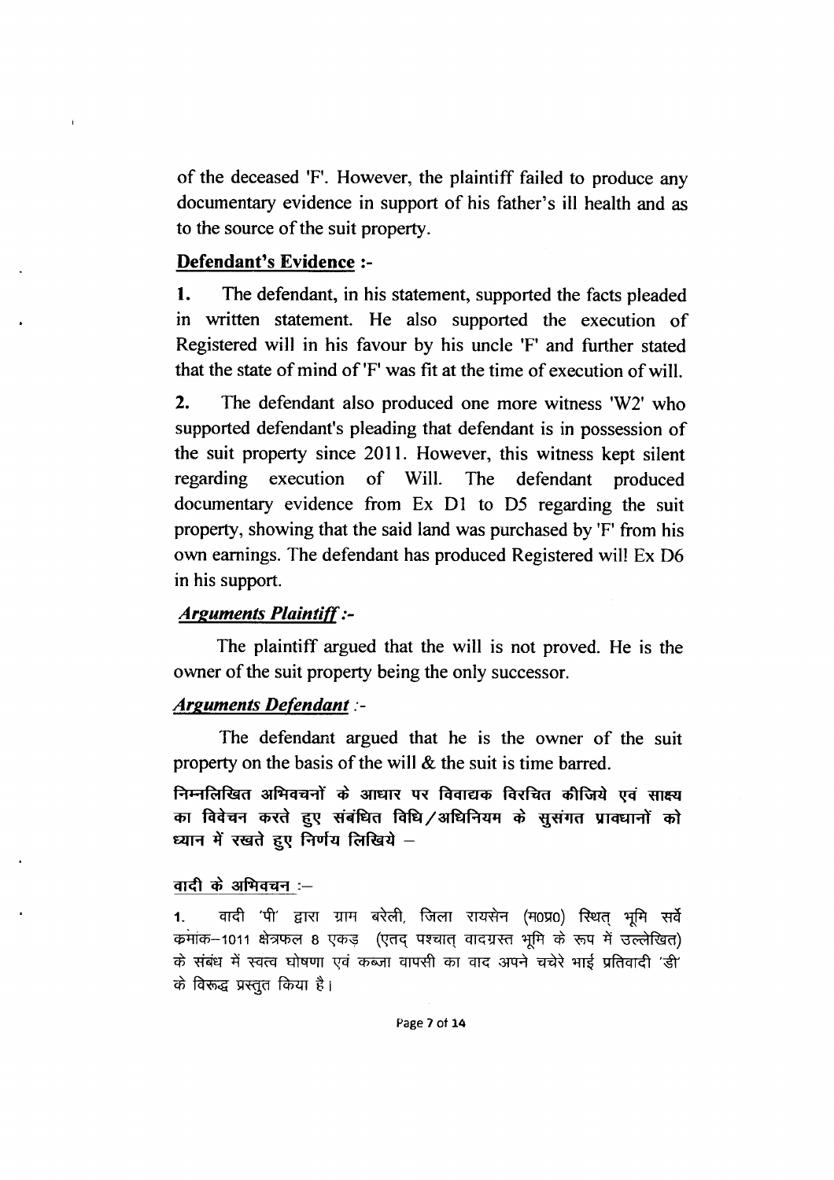of the deceased 'F'. However, the plaintiff failed to produce any documentary evidence in support of his father's ill health and as to the source of the suit property.

### Defendant's Evidence :-

**1.** The defendant, in his statement, supported the facts pleaded in written statement. He also supported the execution of Registered will in his favour by his uncle 'F' and further stated that the state of mind of 'F' was fit at the time of execution of will.

**2.** The defendant also produced one more witness 'W2' who supported defendant's pleading that defendant is in possession of the suit property since 2011. However, this witness kept silent regarding execution of Will. The defendant produced documentary evidence from Ex D1 to D5 regarding the suit property, showing that the said land was purchased by 'F' from his own earnings. The defendant has produced Registered will Ex D6 in his support.

### *Arguments Plaintiff :-*

The plaintiff argued that the will is not proved. He is the owner of the suit property being the only successor.

### *Arguments Defendant :-*

The defendant argued that he is the owner of the suit property on the basis of the will & the suit is time barred.

**निम्नलिखित अभिवचनों के आधार पर विवाद्यक विरचित कीजिये एवं साक्ष्य का विवेचन करते हुए संबंधित विधि/अधिनियम के सुसंगत प्रावधानों को ध्यान में रखते हुए निर्णय लिखिये –**

**वादी के अभिवचन :–**

1. वादी 'पी' द्वारा ग्राम बरेली, जिला रायसेन (म0प्र0) स्थित् भूमि सर्वे क्रमांक–1011 क्षेत्रफल 8 एकड़ (एतद् पश्चात् वादग्रस्त भूमि के रूप में उल्लेखित) के संबंध में स्वत्व घोषणा एवं कब्जा वापसी का वाद अपने चचेरे भाई प्रतिवादी 'डी' के विरूद्ध प्रस्तुत किया है।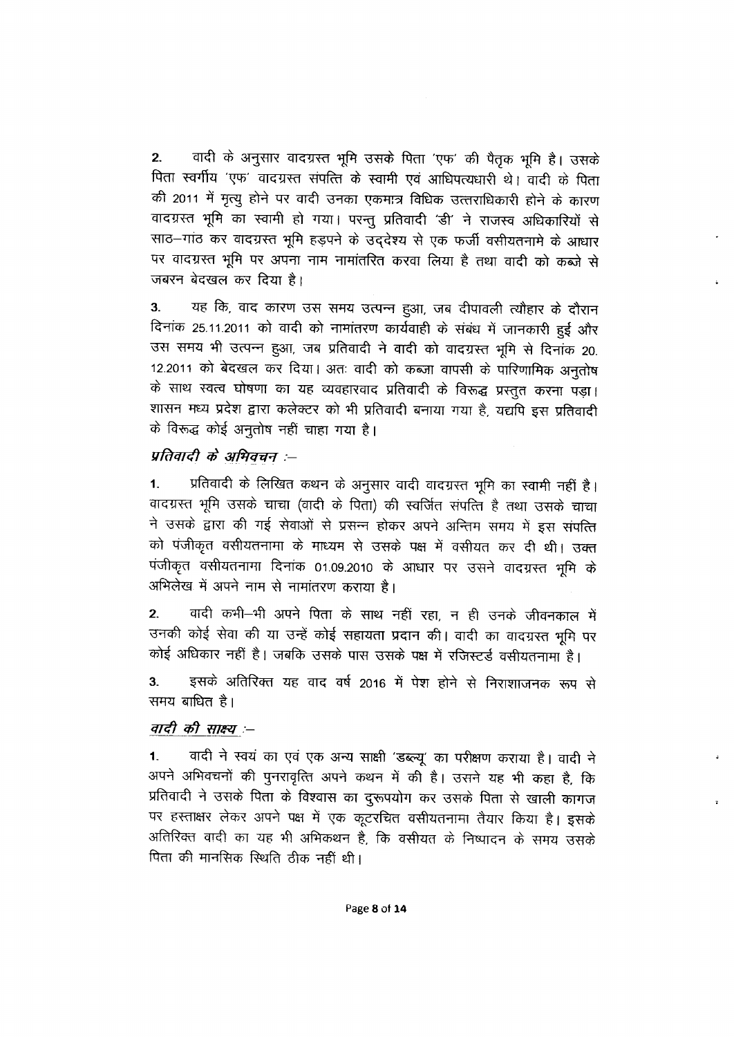2. वादी के अनुसार वादग्रस्त भूमि उसके पिता 'एफ' की पैतृक भूमि है। उसके पिता स्वर्गीय 'एफ' वादग्रस्त संपत्ति के स्वामी एवं आधिपत्यधारी थे। वादी के पिता की 2011 में मृत्यु होने पर वादी उनका एकमात्र विधिक उत्तराधिकारी होने के कारण वादग्रस्त भूमि का स्वामी हो गया। परन्तु प्रतिवादी 'डी' ने राजस्व अधिकारियों से साठ–गांठ कर वादग्रस्त भूमि हड़पने के उद्देश्य से एक फर्जी वसीयतनामे के आधार पर वादग्रस्त भूमि पर अपना नाम नामांतरित करवा लिया है तथा वादी को कब्जे से जबरन बेदखल कर दिया है।

3. यह कि, वाद कारण उस समय उत्पन्न हुआ, जब दीपावली त्यौहार के दौरान दिनांक 25.11.2011 को वादी को नामांतरण कार्यवाही के संबंध में जानकारी हुई और उस समय भी उत्पन्न हुआ, जब प्रतिवादी ने वादी को वादग्रस्त भूमि से दिनांक 20.12.2011 को बेदखल कर दिया। अतः वादी को कब्जा वापसी के पारिणामिक अनुतोष के साथ स्वत्व घोषणा का यह व्यवहारवाद प्रतिवादी के विरूद्ध प्रस्तुत करना पड़ा। शासन मध्य प्रदेश द्वारा कलेक्टर को भी प्रतिवादी बनाया गया है, यद्यपि इस प्रतिवादी के विरूद्ध कोई अनुतोष नहीं चाहा गया है।

***प्रतिवादी के अभिवचन :–***

1. प्रतिवादी के लिखित कथन के अनुसार वादी वादग्रस्त भूमि का स्वामी नहीं है। वादग्रस्त भूमि उसके चाचा (वादी के पिता) की स्वर्जित संपत्ति है तथा उसके चाचा ने उसके द्वारा की गई सेवाओं से प्रसन्न होकर अपने अन्तिम समय में इस संपत्ति को पंजीकृत वसीयतनामा के माध्यम से उसके पक्ष में वसीयत कर दी थी। उक्त पंजीकृत वसीयतनामा दिनांक 01.09.2010 के आधार पर उसने वादग्रस्त भूमि के अभिलेख में अपने नाम से नामांतरण कराया है।

2. वादी कभी–भी अपने पिता के साथ नहीं रहा, न ही उनके जीवनकाल में उनकी कोई सेवा की या उन्हें कोई सहायता प्रदान की। वादी का वादग्रस्त भूमि पर कोई अधिकार नहीं है। जबकि उसके पास उसके पक्ष में रजिस्टर्ड वसीयतनामा है।

3. इसके अतिरिक्त यह वाद वर्ष 2016 में पेश होने से निराशाजनक रूप से समय बाधित है।

***<u>वादी की साक्ष्य</u> :–***

1. वादी ने स्वयं का एवं एक अन्य साक्षी 'डब्ल्यू' का परीक्षण कराया है। वादी ने अपने अभिवचनों की पुनरावृत्ति अपने कथन में की है। उसने यह भी कहा है, कि प्रतिवादी ने उसके पिता के विश्वास का दुरूपयोग कर उसके पिता से खाली कागज पर हस्ताक्षर लेकर अपने पक्ष में एक कूटरचित वसीयतनामा तैयार किया है। इसके अतिरिक्त वादी का यह भी अभिकथन है, कि वसीयत के निष्पादन के समय उसके पिता की मानसिक स्थिति ठीक नहीं थी।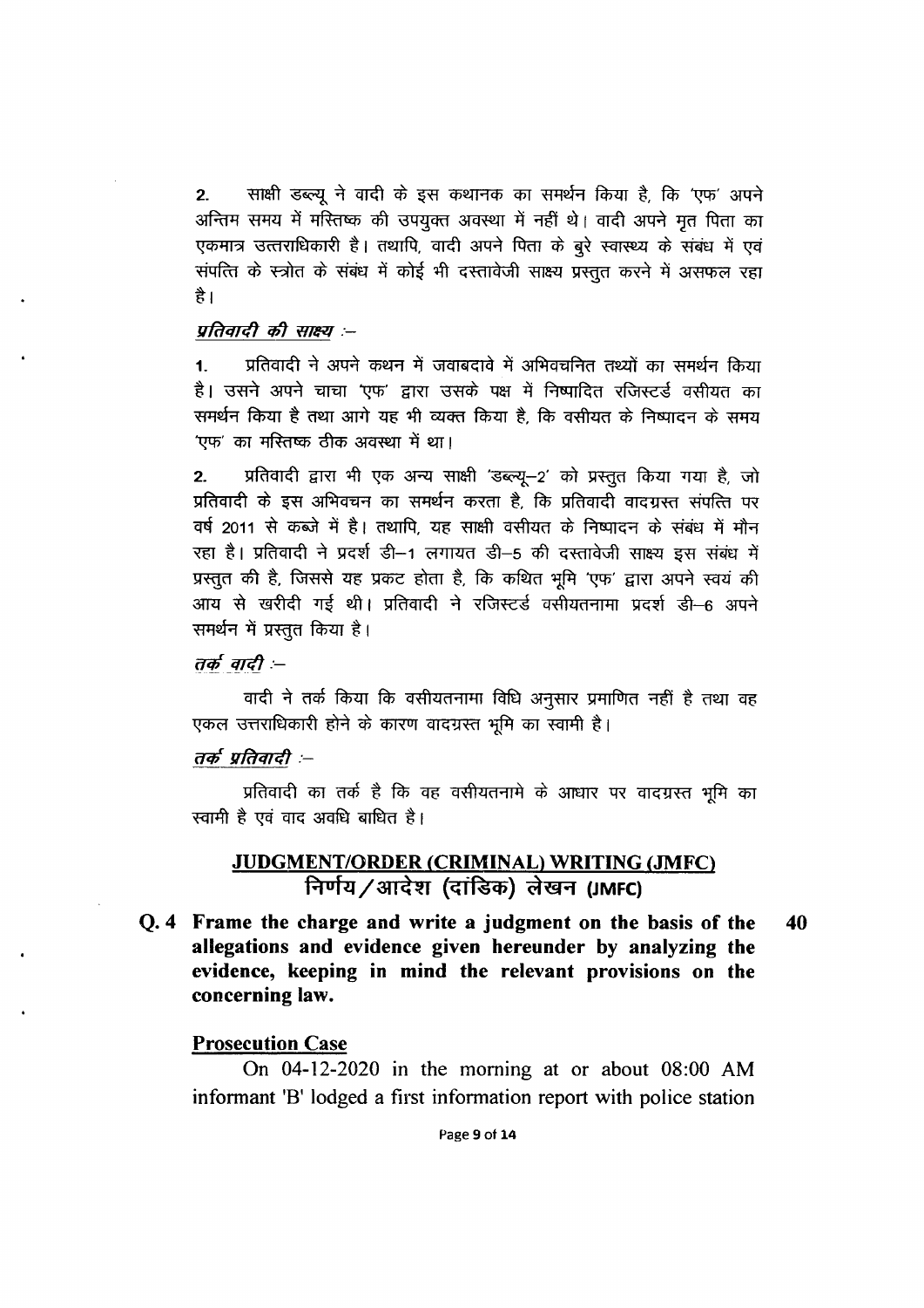2. साक्षी डब्ल्यू ने वादी के इस कथानक का समर्थन किया है, कि 'एफ' अपने अन्तिम समय में मस्तिष्क की उपयुक्त अवस्था में नहीं थे। वादी अपने मृत पिता का एकमात्र उत्तराधिकारी है। तथापि, वादी अपने पिता के बुरे स्वास्थ्य के संबंध में एवं संपत्ति के स्त्रोत के संबंध में कोई भी दस्तावेजी साक्ष्य प्रस्तुत करने में असफल रहा है।

***प्रतिवादी की साक्ष्य :–***

1. प्रतिवादी ने अपने कथन में जवाबदावे में अभिवचनित तथ्यों का समर्थन किया है। उसने अपने चाचा 'एफ' द्वारा उसके पक्ष में निष्पादित रजिस्टर्ड वसीयत का समर्थन किया है तथा आगे यह भी व्यक्त किया है, कि वसीयत के निष्पादन के समय 'एफ' का मस्तिष्क ठीक अवस्था में था।

2. प्रतिवादी द्वारा भी एक अन्य साक्षी 'डब्ल्यू–2' को प्रस्तुत किया गया है, जो प्रतिवादी के इस अभिवचन का समर्थन करता है, कि प्रतिवादी वादग्रस्त संपत्ति पर वर्ष 2011 से कब्जे में है। तथापि, यह साक्षी वसीयत के निष्पादन के संबंध में मौन रहा है। प्रतिवादी ने प्रदर्श डी–1 लगायत डी–5 की दस्तावेजी साक्ष्य इस संबंध में प्रस्तुत की है, जिससे यह प्रकट होता है, कि कथित भूमि 'एफ' द्वारा अपने स्वयं की आय से खरीदी गई थी। प्रतिवादी ने रजिस्टर्ड वसीयतनामा प्रदर्श डी–6 अपने समर्थन में प्रस्तुत किया है।

***तर्क वादी :–***

वादी ने तर्क किया कि वसीयतनामा विधि अनुसार प्रमाणित नहीं है तथा वह एकल उत्तराधिकारी होने के कारण वादग्रस्त भूमि का स्वामी है।

***तर्क प्रतिवादी :–***

प्रतिवादी का तर्क है कि वह वसीयतनामे के आधार पर वादग्रस्त भूमि का स्वामी है एवं वाद अवधि बाधित है।

## JUDGMENT/ORDER (CRIMINAL) WRITING (JMFC)
## निर्णय/आदेश (दांडिक) लेखन (JMFC)

**Q. 4 Frame the charge and write a judgment on the basis of the allegations and evidence given hereunder by analyzing the evidence, keeping in mind the relevant provisions on the concerning law.** **40**

**Prosecution Case**

On 04-12-2020 in the morning at or about 08:00 AM informant 'B' lodged a first information report with police station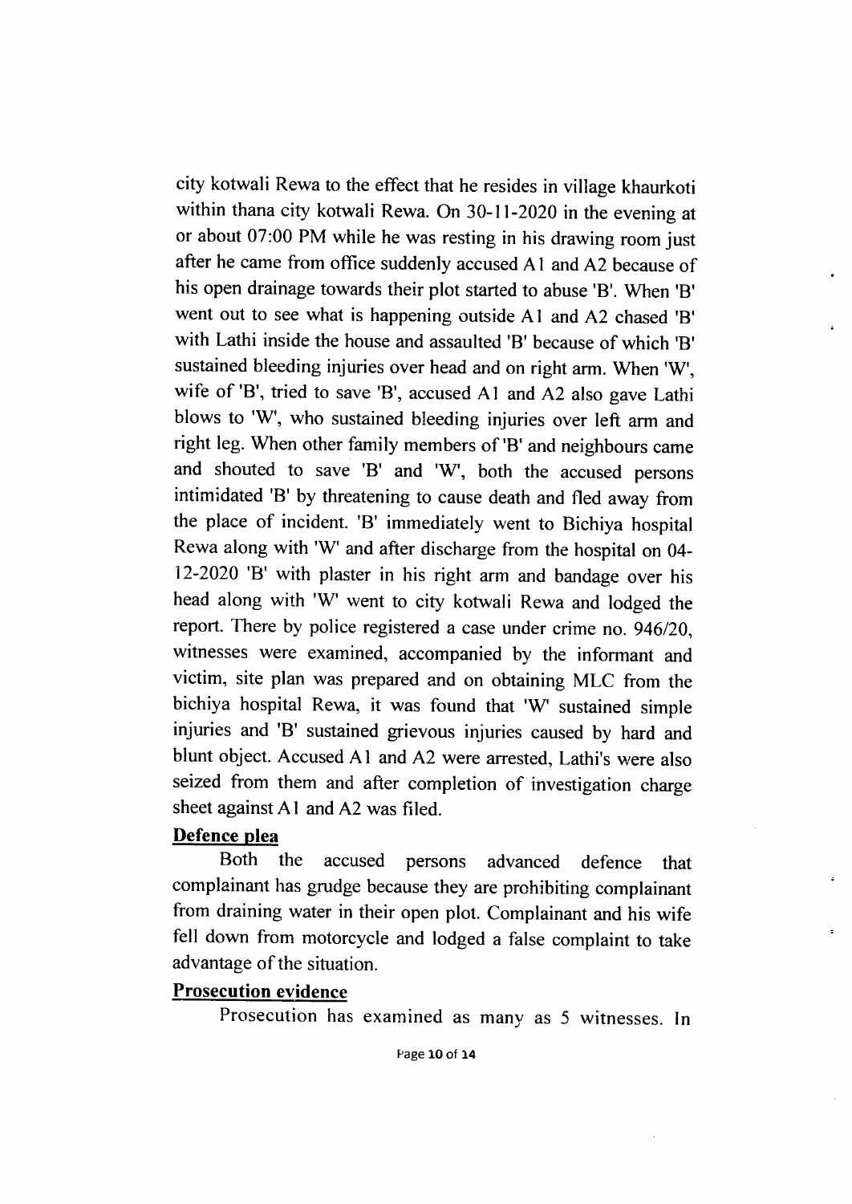city kotwali Rewa to the effect that he resides in village khaurkoti within thana city kotwali Rewa. On 30-11-2020 in the evening at or about 07:00 PM while he was resting in his drawing room just after he came from office suddenly accused A1 and A2 because of his open drainage towards their plot started to abuse 'B'. When 'B' went out to see what is happening outside A1 and A2 chased 'B' with Lathi inside the house and assaulted 'B' because of which 'B' sustained bleeding injuries over head and on right arm. When 'W', wife of 'B', tried to save 'B', accused A1 and A2 also gave Lathi blows to 'W', who sustained bleeding injuries over left arm and right leg. When other family members of 'B' and neighbours came and shouted to save 'B' and 'W', both the accused persons intimidated 'B' by threatening to cause death and fled away from the place of incident. 'B' immediately went to Bichiya hospital Rewa along with 'W' and after discharge from the hospital on 04-12-2020 'B' with plaster in his right arm and bandage over his head along with 'W' went to city kotwali Rewa and lodged the report. There by police registered a case under crime no. 946/20, witnesses were examined, accompanied by the informant and victim, site plan was prepared and on obtaining MLC from the bichiya hospital Rewa, it was found that 'W' sustained simple injuries and 'B' sustained grievous injuries caused by hard and blunt object. Accused A1 and A2 were arrested, Lathi's were also seized from them and after completion of investigation charge sheet against A1 and A2 was filed.

**Defence plea**

Both the accused persons advanced defence that complainant has grudge because they are prohibiting complainant from draining water in their open plot. Complainant and his wife fell down from motorcycle and lodged a false complaint to take advantage of the situation.

**Prosecution evidence**

Prosecution has examined as many as 5 witnesses. In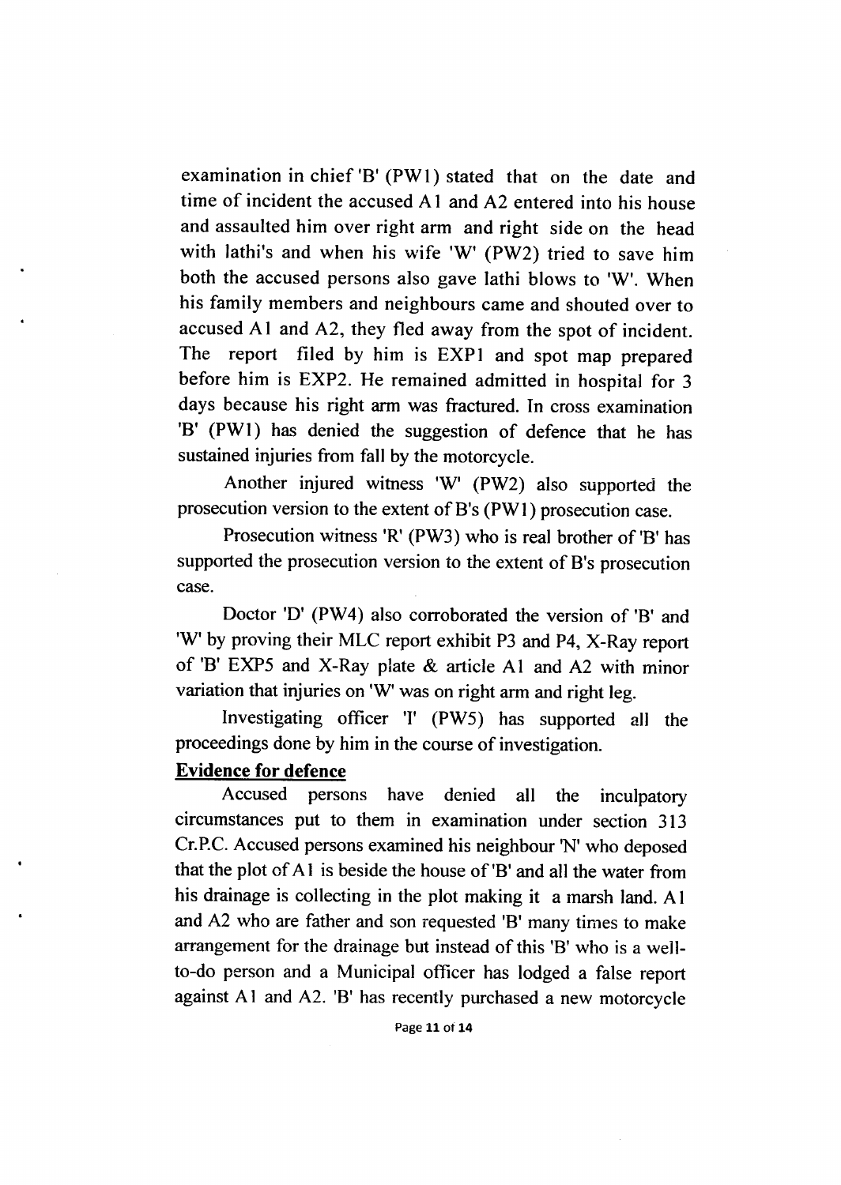examination in chief 'B' (PW1) stated that on the date and time of incident the accused A1 and A2 entered into his house and assaulted him over right arm and right side on the head with lathi's and when his wife 'W' (PW2) tried to save him both the accused persons also gave lathi blows to 'W'. When his family members and neighbours came and shouted over to accused A1 and A2, they fled away from the spot of incident. The report filed by him is EXP1 and spot map prepared before him is EXP2. He remained admitted in hospital for 3 days because his right arm was fractured. In cross examination 'B' (PW1) has denied the suggestion of defence that he has sustained injuries from fall by the motorcycle.

Another injured witness 'W' (PW2) also supported the prosecution version to the extent of B's (PW1) prosecution case.

Prosecution witness 'R' (PW3) who is real brother of 'B' has supported the prosecution version to the extent of B's prosecution case.

Doctor 'D' (PW4) also corroborated the version of 'B' and 'W' by proving their MLC report exhibit P3 and P4, X-Ray report of 'B' EXP5 and X-Ray plate & article A1 and A2 with minor variation that injuries on 'W' was on right arm and right leg.

Investigating officer 'I' (PW5) has supported all the proceedings done by him in the course of investigation.

**Evidence for defence**

Accused persons have denied all the inculpatory circumstances put to them in examination under section 313 Cr.P.C. Accused persons examined his neighbour 'N' who deposed that the plot of A1 is beside the house of 'B' and all the water from his drainage is collecting in the plot making it a marsh land. A1 and A2 who are father and son requested 'B' many times to make arrangement for the drainage but instead of this 'B' who is a well-to-do person and a Municipal officer has lodged a false report against A1 and A2. 'B' has recently purchased a new motorcycle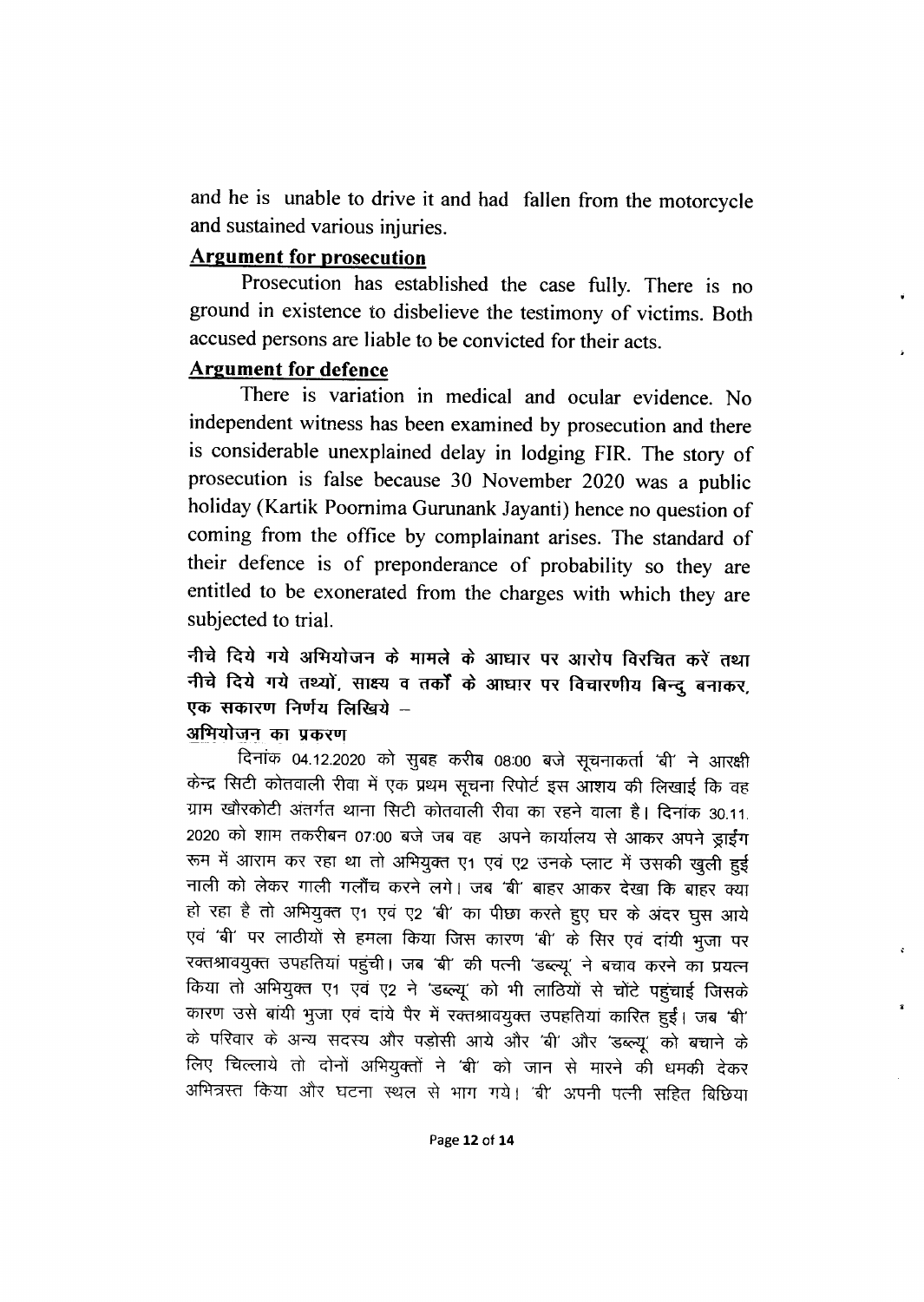and he is unable to drive it and had fallen from the motorcycle and sustained various injuries.

**Argument for prosecution**

Prosecution has established the case fully. There is no ground in existence to disbelieve the testimony of victims. Both accused persons are liable to be convicted for their acts.

**Argument for defence**

There is variation in medical and ocular evidence. No independent witness has been examined by prosecution and there is considerable unexplained delay in lodging FIR. The story of prosecution is false because 30 November 2020 was a public holiday (Kartik Poornima Gurunank Jayanti) hence no question of coming from the office by complainant arises. The standard of their defence is of preponderance of probability so they are entitled to be exonerated from the charges with which they are subjected to trial.

**नीचे दिये गये अभियोजन के मामले के आधार पर आरोप विरचित करें तथा नीचे दिये गये तथ्यों, साक्ष्य व तर्कों के आधार पर विचारणीय बिन्दु बनाकर, एक सकारण निर्णय लिखिये –**

**अभियोजन का प्रकरण**

दिनांक 04.12.2020 को सुबह करीब 08:00 बजे सूचनाकर्ता 'बी' ने आरक्षी केन्द्र सिटी कोतवाली रीवा में एक प्रथम सूचना रिपोर्ट इस आशय की लिखाई कि वह ग्राम खौरकोटी अंतर्गत थाना सिटी कोतवाली रीवा का रहने वाला है। दिनांक 30.11.2020 को शाम तकरीबन 07:00 बजे जब वह अपने कार्यालय से आकर अपने ड्राईंग रूम में आराम कर रहा था तो अभियुक्त ए1 एवं ए2 उनके प्लाट में उसकी खुली हुई नाली को लेकर गाली गलौंच करने लगे। जब 'बी' बाहर आकर देखा कि बाहर क्या हो रहा है तो अभियुक्त ए1 एवं ए2 'बी' का पीछा करते हुए घर के अंदर घुस आये एवं 'बी' पर लाठीयों से हमला किया जिस कारण 'बी' के सिर एवं दांयी भुजा पर रक्तश्रावयुक्त उपहतियां पहुंची। जब 'बी' की पत्नी 'डब्ल्यू' ने बचाव करने का प्रयत्न किया तो अभियुक्त ए1 एवं ए2 ने 'डब्ल्यू' को भी लाठियों से चोंटे पहुंचाई जिसके कारण उसे बांयी भुजा एवं दांये पैर में रक्तश्रावयुक्त उपहतियां कारित हुईं। जब 'बी' के परिवार के अन्य सदस्य और पड़ोसी आये और 'बी' और 'डब्ल्यू' को बचाने के लिए चिल्लाये तो दोनों अभियुक्तों ने 'बी' को जान से मारने की धमकी देकर अभित्रस्त किया और घटना स्थल से भाग गये। 'बी' अपनी पत्नी सहित बिछिया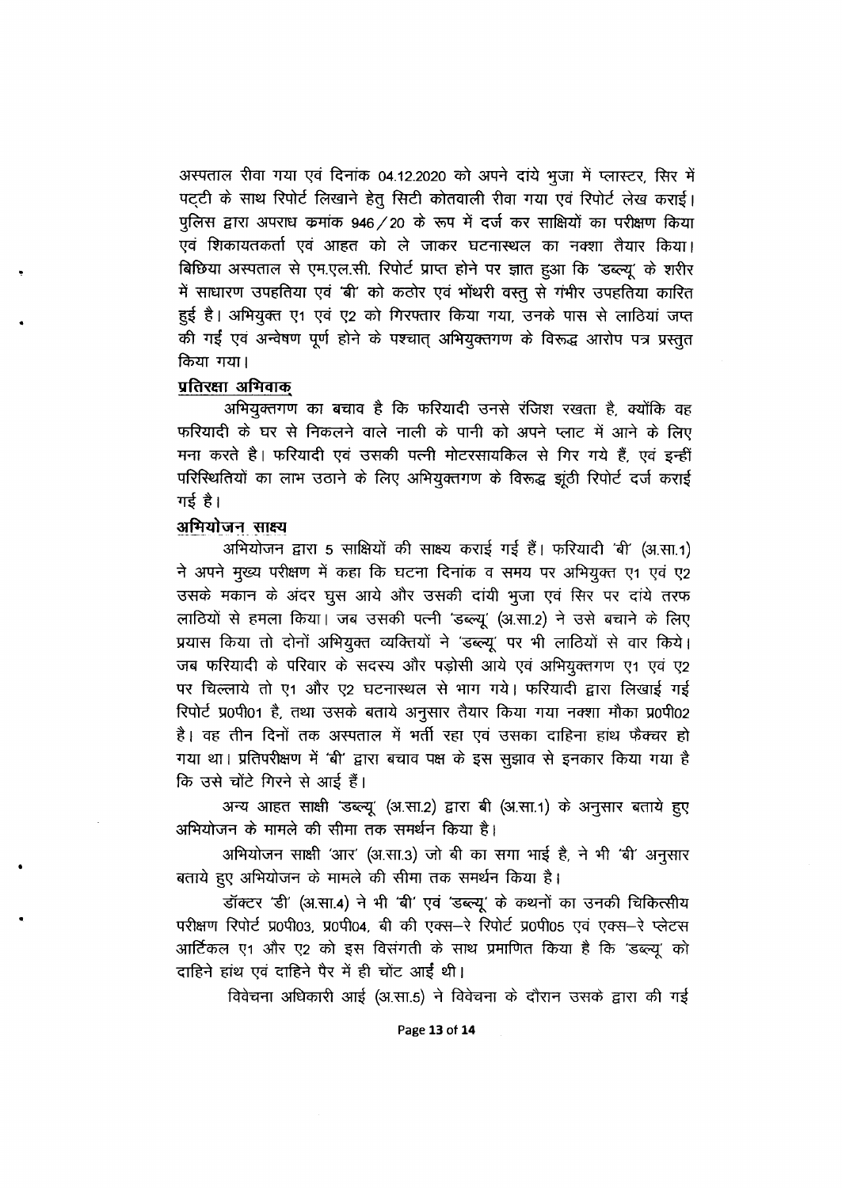अस्पताल रीवा गया एवं दिनांक 04.12.2020 को अपने दांये भुजा में प्लास्टर, सिर में पट्टी के साथ रिपोर्ट लिखाने हेतु सिटी कोतवाली रीवा गया एवं रिपोर्ट लेख कराई। पुलिस द्वारा अपराध कमांक 946/20 के रूप में दर्ज कर साक्षियों का परीक्षण किया एवं शिकायतकर्ता एवं आहत को ले जाकर घटनास्थल का नक्शा तैयार किया। बिछिया अस्पताल से एम.एल.सी. रिपोर्ट प्राप्त होने पर ज्ञात हुआ कि 'डब्ल्यू' के शरीर में साधारण उपहतिया एवं 'बी' को कठोर एवं भोंथरी वस्तु से गंभीर उपहतिया कारित हुई है। अभियुक्त ए1 एवं ए2 को गिरफ्तार किया गया, उनके पास से लाठियां जप्त की गई एवं अन्वेषण पूर्ण होने के पश्चात् अभियुक्तगण के विरूद्ध आरोप पत्र प्रस्तुत किया गया।

**प्रतिरक्षा अभिवाक**

अभियुक्तगण का बचाव है कि फरियादी उनसे रंजिश रखता है, क्योंकि वह फरियादी के घर से निकलने वाले नाली के पानी को अपने प्लाट में आने के लिए मना करते है। फरियादी एवं उसकी पत्नी मोटरसायकिल से गिर गये हैं, एवं इन्हीं परिस्थितियों का लाभ उठाने के लिए अभियुक्तगण के विरूद्ध झूंठी रिपोर्ट दर्ज कराई गई है।

**अभियोजन साक्ष्य**

अभियोजन द्वारा 5 साक्षियों की साक्ष्य कराई गई हैं। फरियादी 'बी' (अ.सा.1) ने अपने मुख्य परीक्षण में कहा कि घटना दिनांक व समय पर अभियुक्त ए1 एवं ए2 उसके मकान के अंदर घुस आये और उसकी दांयी भुजा एवं सिर पर दांये तरफ लाठियों से हमला किया। जब उसकी पत्नी 'डब्ल्यू' (अ.सा.2) ने उसे बचाने के लिए प्रयास किया तो दोनों अभियुक्त व्यक्तियों ने 'डब्ल्यू' पर भी लाठियों से वार किये। जब फरियादी के परिवार के सदस्य और पड़ोसी आये एवं अभियुक्तगण ए1 एवं ए2 पर चिल्लाये तो ए1 और ए2 घटनास्थल से भाग गये। फरियादी द्वारा लिखाई गई रिपोर्ट प्र0पी01 है, तथा उसके बताये अनुसार तैयार किया गया नक्शा मौका प्र0पी02 है। वह तीन दिनों तक अस्पताल में भर्ती रहा एवं उसका दाहिना हांथ फैक्चर हो गया था। प्रतिपरीक्षण में 'बी' द्वारा बचाव पक्ष के इस सुझाव से इनकार किया गया है कि उसे चोंटे गिरने से आई हैं।

अन्य आहत साक्षी 'डब्ल्यू' (अ.सा.2) द्वारा बी (अ.सा.1) के अनुसार बताये हुए अभियोजन के मामले की सीमा तक समर्थन किया है।

अभियोजन साक्षी 'आर' (अ.सा.3) जो बी का सगा भाई है, ने भी 'बी' अनुसार बताये हुए अभियोजन के मामले की सीमा तक समर्थन किया है।

डॉक्टर 'डी' (अ.सा.4) ने भी 'बी' एवं 'डब्ल्यू' के कथनों का उनकी चिकित्सीय परीक्षण रिपोर्ट प्र0पी03, प्र0पी04, बी की एक्स–रे रिपोर्ट प्र0पी05 एवं एक्स–रे प्लेटस आर्टिकल ए1 और ए2 को इस विसंगती के साथ प्रमाणित किया है कि 'डब्ल्यू' को दाहिने हांथ एवं दाहिने पैर में ही चोंट आईं थी।

विवेचना अधिकारी आई (अ.सा.5) ने विवेचना के दौरान उसके द्वारा की गई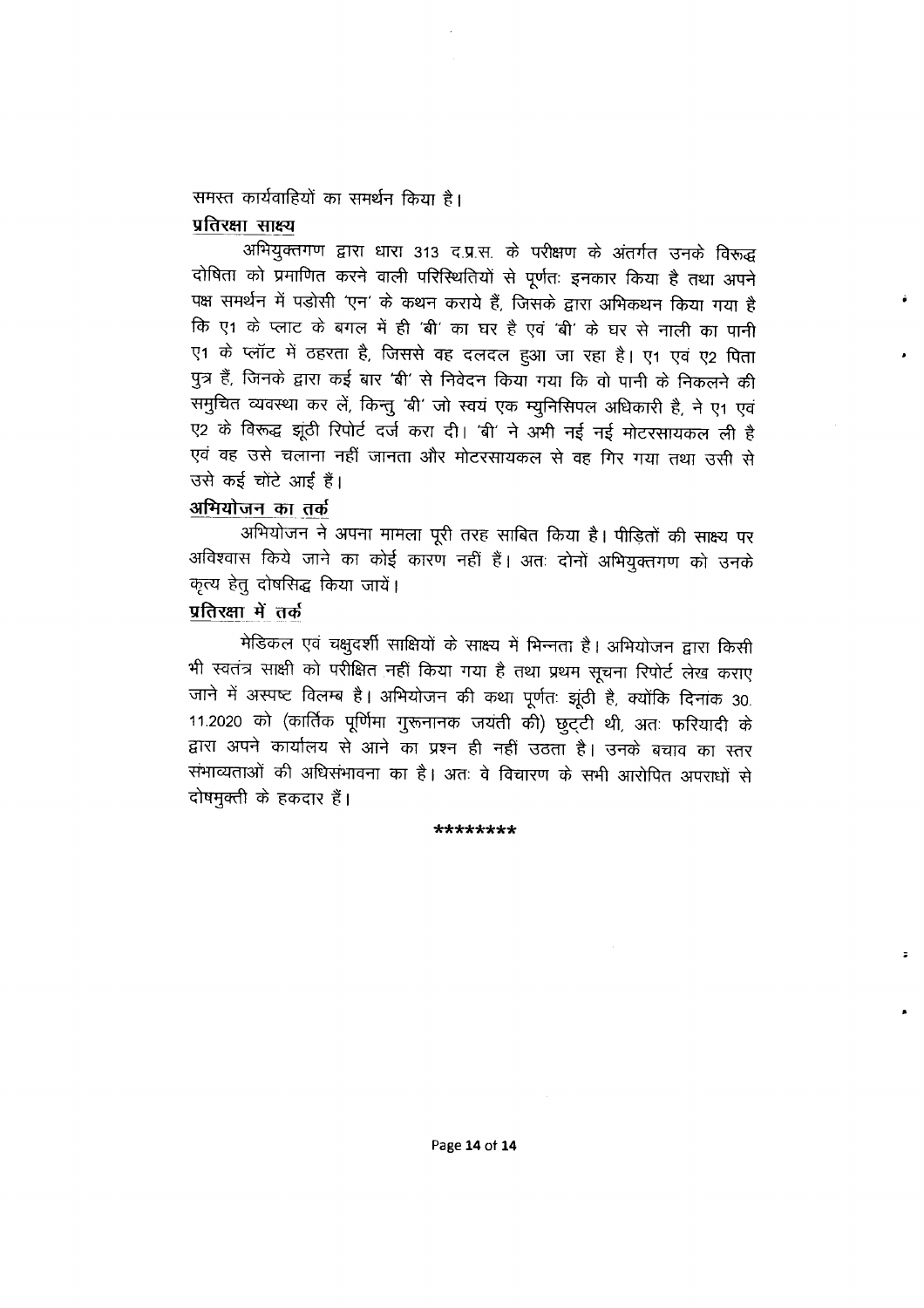समस्त कार्यवाहियों का समर्थन किया है।

**प्रतिरक्षा साक्ष्य**

अभियुक्तगण द्वारा धारा 313 द.प्र.स. के परीक्षण के अंतर्गत उनके विरूद्ध दोषिता को प्रमाणित करने वाली परिस्थितियों से पूर्णतः इनकार किया है तथा अपने पक्ष समर्थन में पडोसी 'एन' के कथन कराये हैं, जिसके द्वारा अभिकथन किया गया है कि ए1 के प्लाट के बगल में ही 'बी' का घर है एवं 'बी' के घर से नाली का पानी ए1 के प्लॉट में ठहरता है, जिससे वह दलदल हुआ जा रहा है। ए1 एवं ए2 पिता पुत्र हैं, जिनके द्वारा कई बार 'बी' से निवेदन किया गया कि वो पानी के निकलने की समुचित व्यवस्था कर लें, किन्तु 'बी' जो स्वयं एक म्युनिसिपल अधिकारी है, ने ए1 एवं ए2 के विरूद्ध झूंठी रिपोर्ट दर्ज करा दी। 'बी' ने अभी नई नई मोटरसायकल ली है एवं वह उसे चलाना नहीं जानता और मोटरसायकल से वह गिर गया तथा उसी से उसे कई चोंटे आई हैं।

**अभियोजन का तर्क**

अभियोजन ने अपना मामला पूरी तरह साबित किया है। पीड़ितों की साक्ष्य पर अविश्वास किये जाने का कोई कारण नहीं हैं। अतः दोनों अभियुक्तगण को उनके कृत्य हेतु दोषसिद्ध किया जायें।

**प्रतिरक्षा में तर्क**

मेडिकल एवं चक्षुदर्शी साक्षियों के साक्ष्य में भिन्नता है। अभियोजन द्वारा किसी भी स्वतंत्र साक्षी को परीक्षित नहीं किया गया है तथा प्रथम सूचना रिपोर्ट लेख कराए जाने में अस्पष्ट विलम्ब है। अभियोजन की कथा पूर्णतः झूंठी है, क्योंकि दिनांक 30.11.2020 को (कार्तिक पूर्णिमा गुरूनानक जयंती की) छुट्टी थी, अतः फरियादी के द्वारा अपने कार्यालय से आने का प्रश्न ही नहीं उठता है। उनके बचाव का स्तर संभाव्यताओं की अधिसंभावना का है। अतः वे विचारण के सभी आरोपित अपराधों से दोषमुक्ती के हकदार हैं।

\*\*\*\*\*\*\*\*